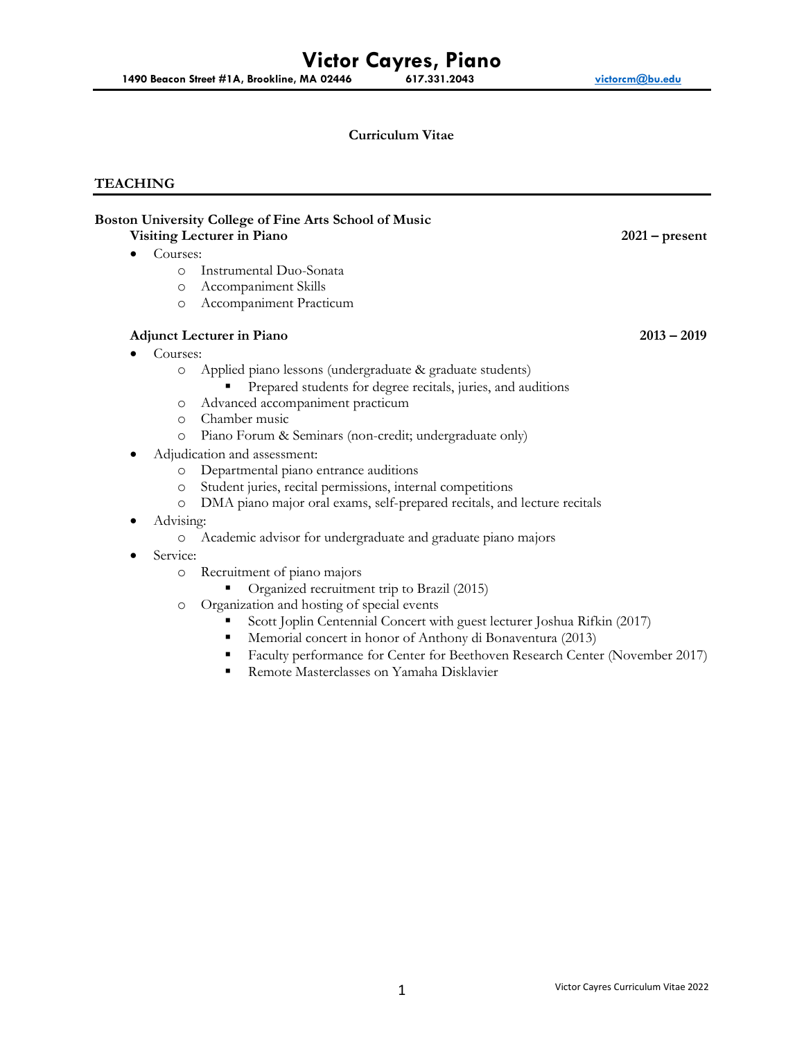# Victor Cayres, Piano

**1490 Beacon Street #1A, Brookline, MA 02446 617.331.2043 victorcm@bu.edu**

**Curriculum Vitae**

## TEACHING

**Boston University College of Fine Arts School of Music**

**Visiting Lecturer in Piano** **2021 – present**

- Courses:
  - Instrumental Duo-Sonata
  - Accompaniment Skills
  - Accompaniment Practicum

**Adjunct Lecturer in Piano** **2013 – 2019**

- Courses:
  - Applied piano lessons (undergraduate & graduate students)
    - Prepared students for degree recitals, juries, and auditions
  - Advanced accompaniment practicum
  - Chamber music
  - Piano Forum & Seminars (non-credit; undergraduate only)
- Adjudication and assessment:
  - Departmental piano entrance auditions
  - Student juries, recital permissions, internal competitions
  - DMA piano major oral exams, self-prepared recitals, and lecture recitals
- Advising:
  - Academic advisor for undergraduate and graduate piano majors
- Service:
  - Recruitment of piano majors
    - Organized recruitment trip to Brazil (2015)
  - Organization and hosting of special events
    - Scott Joplin Centennial Concert with guest lecturer Joshua Rifkin (2017)
    - Memorial concert in honor of Anthony di Bonaventura (2013)
    - Faculty performance for Center for Beethoven Research Center (November 2017)
    - Remote Masterclasses on Yamaha Disklavier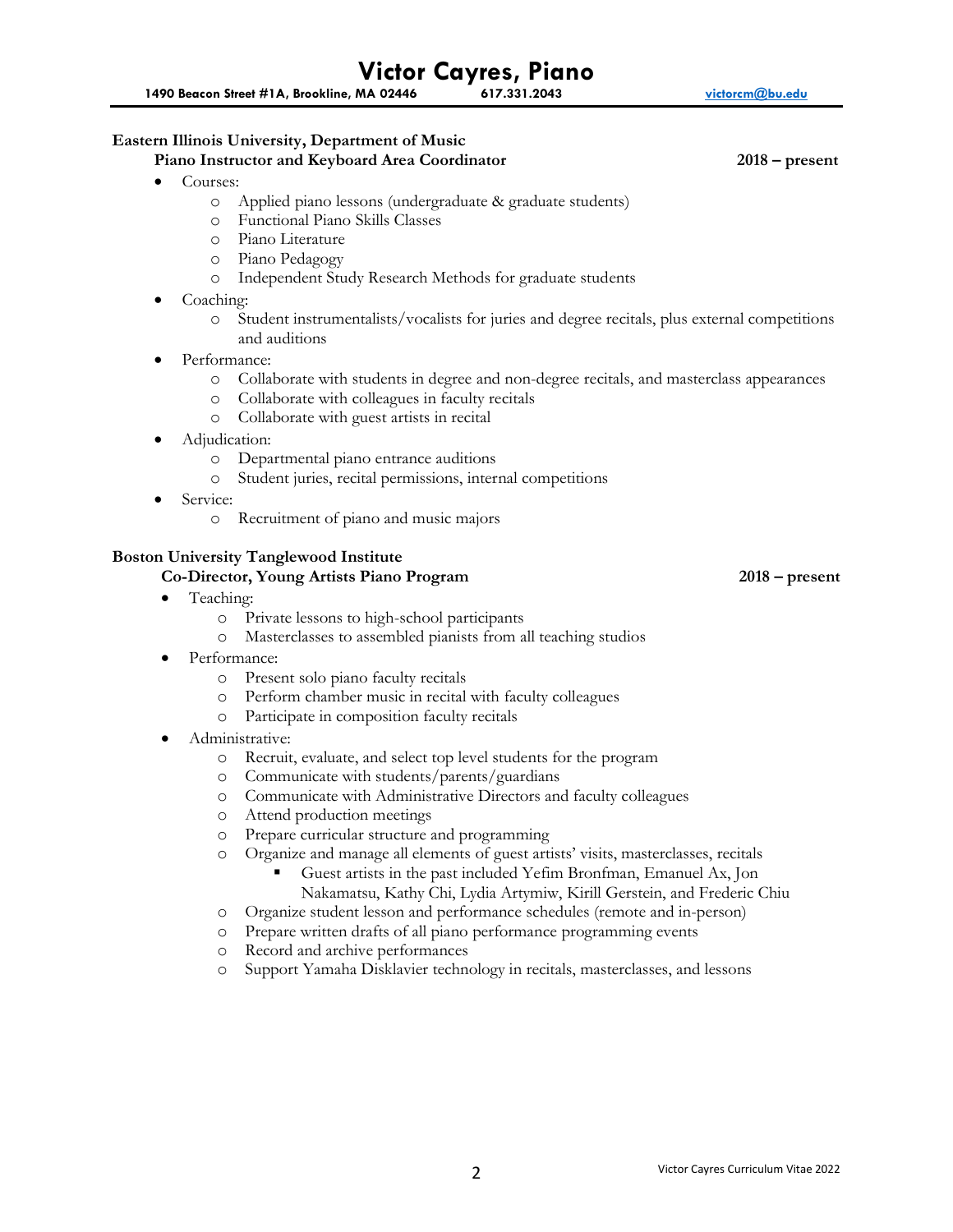**Eastern Illinois University, Department of Music**

**Piano Instructor and Keyboard Area Coordinator** **2018 – present**

- Courses:
  - Applied piano lessons (undergraduate & graduate students)
  - Functional Piano Skills Classes
  - Piano Literature
  - Piano Pedagogy
  - Independent Study Research Methods for graduate students
- Coaching:
  - Student instrumentalists/vocalists for juries and degree recitals, plus external competitions and auditions
- Performance:
  - Collaborate with students in degree and non-degree recitals, and masterclass appearances
  - Collaborate with colleagues in faculty recitals
  - Collaborate with guest artists in recital
- Adjudication:
  - Departmental piano entrance auditions
  - Student juries, recital permissions, internal competitions
- Service:
  - Recruitment of piano and music majors

**Boston University Tanglewood Institute**

**Co-Director, Young Artists Piano Program** **2018 – present**

- Teaching:
  - Private lessons to high-school participants
  - Masterclasses to assembled pianists from all teaching studios
- Performance:
  - Present solo piano faculty recitals
  - Perform chamber music in recital with faculty colleagues
  - Participate in composition faculty recitals
- Administrative:
  - Recruit, evaluate, and select top level students for the program
  - Communicate with students/parents/guardians
  - Communicate with Administrative Directors and faculty colleagues
  - Attend production meetings
  - Prepare curricular structure and programming
  - Organize and manage all elements of guest artists' visits, masterclasses, recitals
    - Guest artists in the past included Yefim Bronfman, Emanuel Ax, Jon Nakamatsu, Kathy Chi, Lydia Artymiw, Kirill Gerstein, and Frederic Chiu
  - Organize student lesson and performance schedules (remote and in-person)
  - Prepare written drafts of all piano performance programming events
  - Record and archive performances
  - Support Yamaha Disklavier technology in recitals, masterclasses, and lessons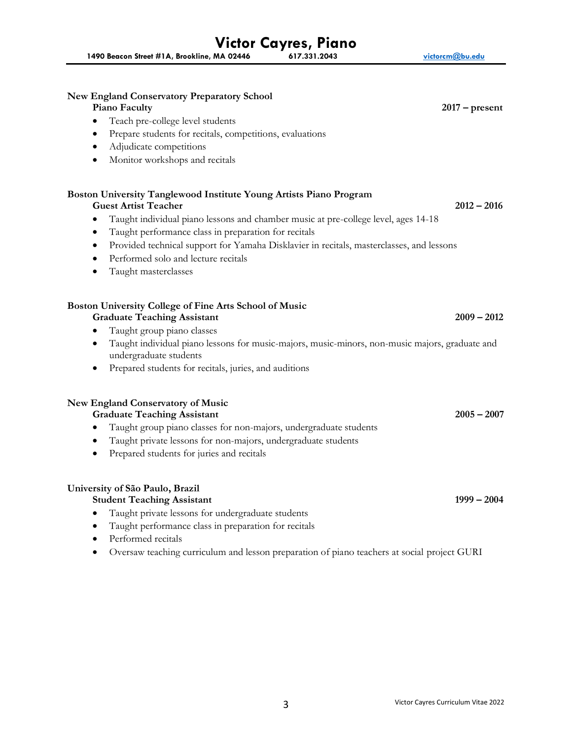**New England Conservatory Preparatory School**
**Piano Faculty** **2017 – present**

- Teach pre-college level students
- Prepare students for recitals, competitions, evaluations
- Adjudicate competitions
- Monitor workshops and recitals

**Boston University Tanglewood Institute Young Artists Piano Program**
**Guest Artist Teacher** **2012 – 2016**

- Taught individual piano lessons and chamber music at pre-college level, ages 14-18
- Taught performance class in preparation for recitals
- Provided technical support for Yamaha Disklavier in recitals, masterclasses, and lessons
- Performed solo and lecture recitals
- Taught masterclasses

**Boston University College of Fine Arts School of Music**
**Graduate Teaching Assistant** **2009 – 2012**

- Taught group piano classes
- Taught individual piano lessons for music-majors, music-minors, non-music majors, graduate and undergraduate students
- Prepared students for recitals, juries, and auditions

**New England Conservatory of Music**
**Graduate Teaching Assistant** **2005 – 2007**

- Taught group piano classes for non-majors, undergraduate students
- Taught private lessons for non-majors, undergraduate students
- Prepared students for juries and recitals

**University of São Paulo, Brazil**
**Student Teaching Assistant** **1999 – 2004**

- Taught private lessons for undergraduate students
- Taught performance class in preparation for recitals
- Performed recitals
- Oversaw teaching curriculum and lesson preparation of piano teachers at social project GURI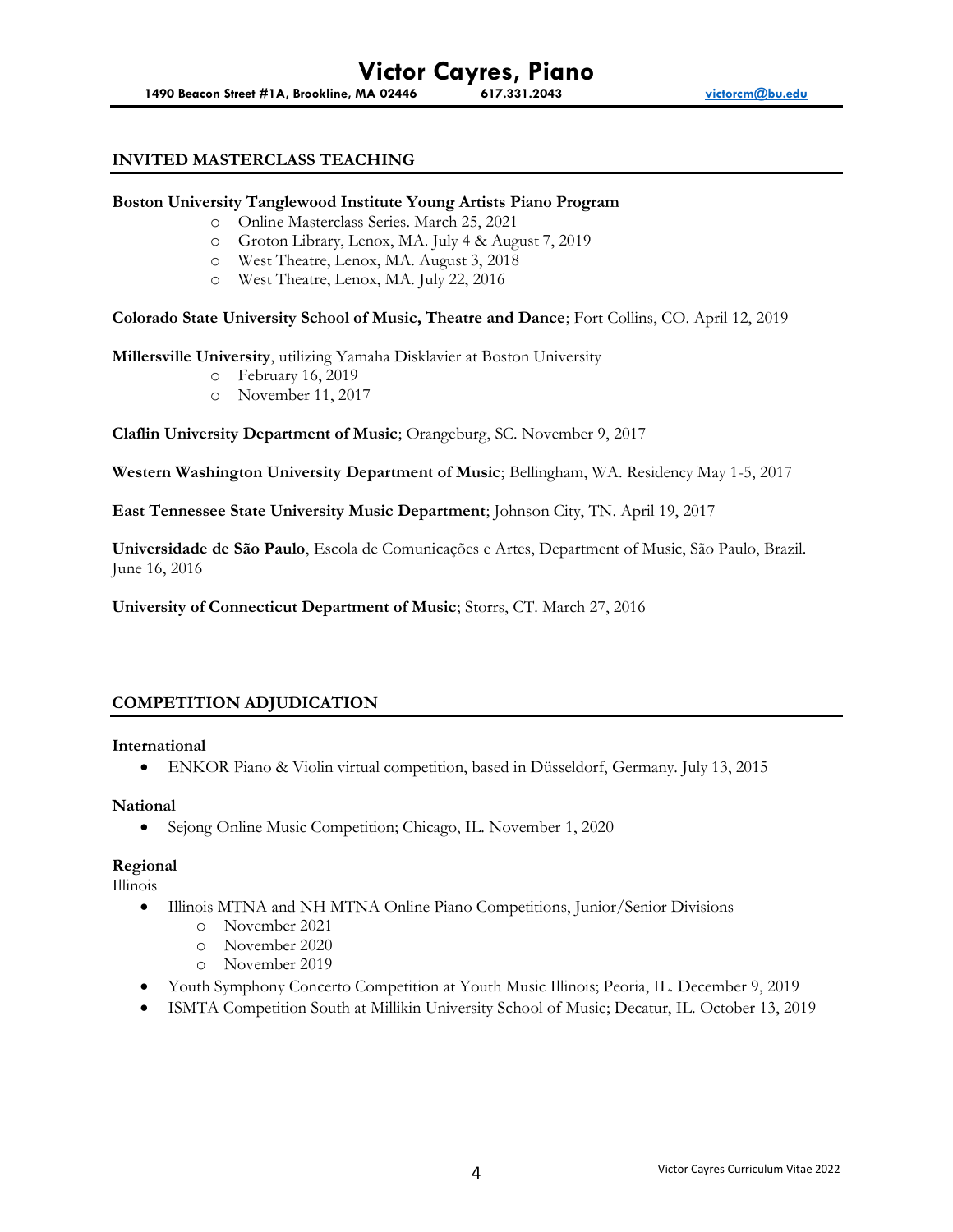## INVITED MASTERCLASS TEACHING

**Boston University Tanglewood Institute Young Artists Piano Program**

- Online Masterclass Series. March 25, 2021
- Groton Library, Lenox, MA. July 4 & August 7, 2019
- West Theatre, Lenox, MA. August 3, 2018
- West Theatre, Lenox, MA. July 22, 2016

**Colorado State University School of Music, Theatre and Dance**; Fort Collins, CO. April 12, 2019

**Millersville University**, utilizing Yamaha Disklavier at Boston University

- February 16, 2019
- November 11, 2017

**Claflin University Department of Music**; Orangeburg, SC. November 9, 2017

**Western Washington University Department of Music**; Bellingham, WA. Residency May 1-5, 2017

**East Tennessee State University Music Department**; Johnson City, TN. April 19, 2017

**Universidade de São Paulo**, Escola de Comunicações e Artes, Department of Music, São Paulo, Brazil. June 16, 2016

**University of Connecticut Department of Music**; Storrs, CT. March 27, 2016

## COMPETITION ADJUDICATION

**International**

- ENKOR Piano & Violin virtual competition, based in Düsseldorf, Germany. July 13, 2015

**National**

- Sejong Online Music Competition; Chicago, IL. November 1, 2020

**Regional**

Illinois

- Illinois MTNA and NH MTNA Online Piano Competitions, Junior/Senior Divisions
  - November 2021
  - November 2020
  - November 2019
- Youth Symphony Concerto Competition at Youth Music Illinois; Peoria, IL. December 9, 2019
- ISMTA Competition South at Millikin University School of Music; Decatur, IL. October 13, 2019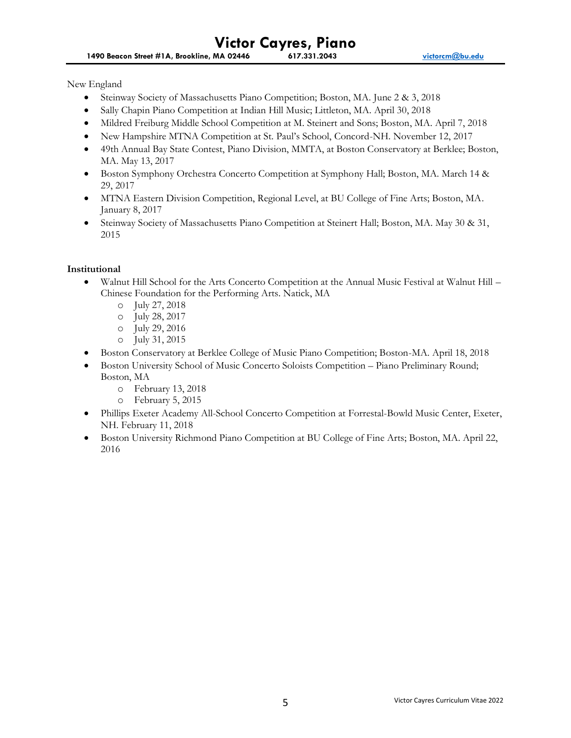New England

- Steinway Society of Massachusetts Piano Competition; Boston, MA. June 2 & 3, 2018
- Sally Chapin Piano Competition at Indian Hill Music; Littleton, MA. April 30, 2018
- Mildred Freiburg Middle School Competition at M. Steinert and Sons; Boston, MA. April 7, 2018
- New Hampshire MTNA Competition at St. Paul's School, Concord-NH. November 12, 2017
- 49th Annual Bay State Contest, Piano Division, MMTA, at Boston Conservatory at Berklee; Boston, MA. May 13, 2017
- Boston Symphony Orchestra Concerto Competition at Symphony Hall; Boston, MA. March 14 & 29, 2017
- MTNA Eastern Division Competition, Regional Level, at BU College of Fine Arts; Boston, MA. January 8, 2017
- Steinway Society of Massachusetts Piano Competition at Steinert Hall; Boston, MA. May 30 & 31, 2015

**Institutional**

- Walnut Hill School for the Arts Concerto Competition at the Annual Music Festival at Walnut Hill – Chinese Foundation for the Performing Arts. Natick, MA
    - July 27, 2018
    - July 28, 2017
    - July 29, 2016
    - July 31, 2015
- Boston Conservatory at Berklee College of Music Piano Competition; Boston-MA. April 18, 2018
- Boston University School of Music Concerto Soloists Competition – Piano Preliminary Round; Boston, MA
    - February 13, 2018
    - February 5, 2015
- Phillips Exeter Academy All-School Concerto Competition at Forrestal-Bowld Music Center, Exeter, NH. February 11, 2018
- Boston University Richmond Piano Competition at BU College of Fine Arts; Boston, MA. April 22, 2016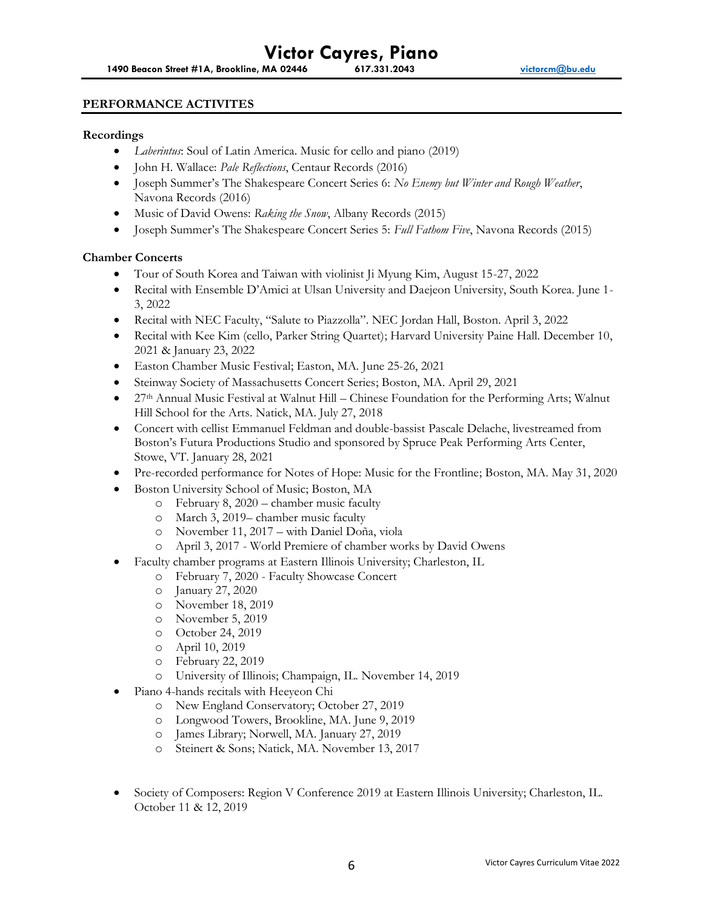# Victor Cayres, Piano

**1490 Beacon Street #1A, Brookline, MA 02446 617.331.2043 victorcm@bu.edu**

## PERFORMANCE ACTIVITES

### Recordings

- *Laberintus*: Soul of Latin America. Music for cello and piano (2019)
- John H. Wallace: *Pale Reflections*, Centaur Records (2016)
- Joseph Summer's The Shakespeare Concert Series 6: *No Enemy but Winter and Rough Weather*, Navona Records (2016)
- Music of David Owens: *Raking the Snow*, Albany Records (2015)
- Joseph Summer's The Shakespeare Concert Series 5: *Full Fathom Five*, Navona Records (2015)

### Chamber Concerts

- Tour of South Korea and Taiwan with violinist Ji Myung Kim, August 15-27, 2022
- Recital with Ensemble D'Amici at Ulsan University and Daejeon University, South Korea. June 1-3, 2022
- Recital with NEC Faculty, "Salute to Piazzolla". NEC Jordan Hall, Boston. April 3, 2022
- Recital with Kee Kim (cello, Parker String Quartet); Harvard University Paine Hall. December 10, 2021 & January 23, 2022
- Easton Chamber Music Festival; Easton, MA. June 25-26, 2021
- Steinway Society of Massachusetts Concert Series; Boston, MA. April 29, 2021
- 27th Annual Music Festival at Walnut Hill – Chinese Foundation for the Performing Arts; Walnut Hill School for the Arts. Natick, MA. July 27, 2018
- Concert with cellist Emmanuel Feldman and double-bassist Pascale Delache, livestreamed from Boston's Futura Productions Studio and sponsored by Spruce Peak Performing Arts Center, Stowe, VT. January 28, 2021
- Pre-recorded performance for Notes of Hope: Music for the Frontline; Boston, MA. May 31, 2020
- Boston University School of Music; Boston, MA
  - February 8, 2020 – chamber music faculty
  - March 3, 2019– chamber music faculty
  - November 11, 2017 – with Daniel Doña, viola
  - April 3, 2017 - World Premiere of chamber works by David Owens
- Faculty chamber programs at Eastern Illinois University; Charleston, IL
  - February 7, 2020 - Faculty Showcase Concert
  - January 27, 2020
  - November 18, 2019
  - November 5, 2019
  - October 24, 2019
  - April 10, 2019
  - February 22, 2019
  - University of Illinois; Champaign, IL. November 14, 2019
- Piano 4-hands recitals with Heeyeon Chi
  - New England Conservatory; October 27, 2019
  - Longwood Towers, Brookline, MA. June 9, 2019
  - James Library; Norwell, MA. January 27, 2019
  - Steinert & Sons; Natick, MA. November 13, 2017
- Society of Composers: Region V Conference 2019 at Eastern Illinois University; Charleston, IL. October 11 & 12, 2019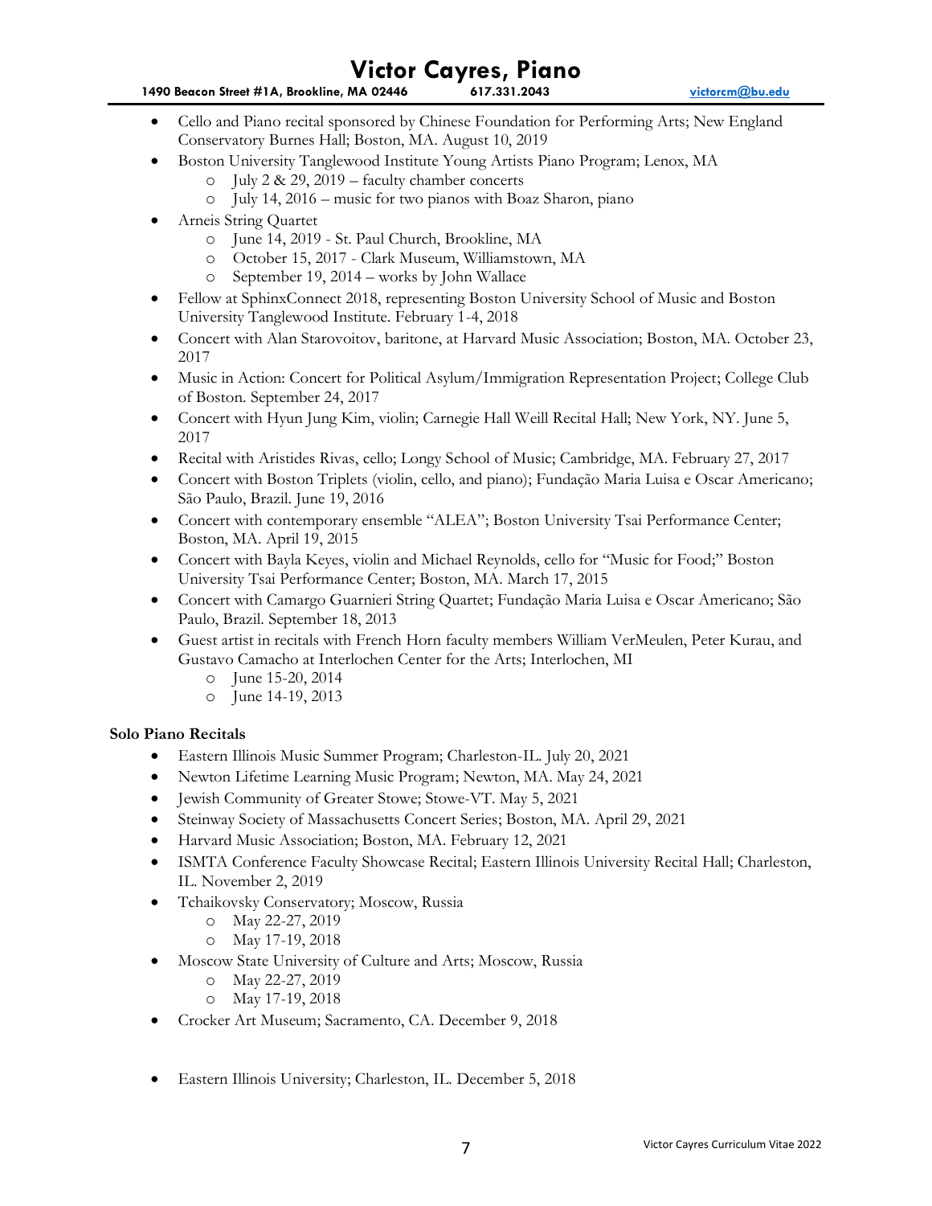- Cello and Piano recital sponsored by Chinese Foundation for Performing Arts; New England Conservatory Burnes Hall; Boston, MA. August 10, 2019
- Boston University Tanglewood Institute Young Artists Piano Program; Lenox, MA
  - July 2 & 29, 2019 – faculty chamber concerts
  - July 14, 2016 – music for two pianos with Boaz Sharon, piano
- Arneis String Quartet
  - June 14, 2019 - St. Paul Church, Brookline, MA
  - October 15, 2017 - Clark Museum, Williamstown, MA
  - September 19, 2014 – works by John Wallace
- Fellow at SphinxConnect 2018, representing Boston University School of Music and Boston University Tanglewood Institute. February 1-4, 2018
- Concert with Alan Starovoitov, baritone, at Harvard Music Association; Boston, MA. October 23, 2017
- Music in Action: Concert for Political Asylum/Immigration Representation Project; College Club of Boston. September 24, 2017
- Concert with Hyun Jung Kim, violin; Carnegie Hall Weill Recital Hall; New York, NY. June 5, 2017
- Recital with Aristides Rivas, cello; Longy School of Music; Cambridge, MA. February 27, 2017
- Concert with Boston Triplets (violin, cello, and piano); Fundação Maria Luisa e Oscar Americano; São Paulo, Brazil. June 19, 2016
- Concert with contemporary ensemble "ALEA"; Boston University Tsai Performance Center; Boston, MA. April 19, 2015
- Concert with Bayla Keyes, violin and Michael Reynolds, cello for "Music for Food;" Boston University Tsai Performance Center; Boston, MA. March 17, 2015
- Concert with Camargo Guarnieri String Quartet; Fundação Maria Luisa e Oscar Americano; São Paulo, Brazil. September 18, 2013
- Guest artist in recitals with French Horn faculty members William VerMeulen, Peter Kurau, and Gustavo Camacho at Interlochen Center for the Arts; Interlochen, MI
  - June 15-20, 2014
  - June 14-19, 2013

**Solo Piano Recitals**

- Eastern Illinois Music Summer Program; Charleston-IL. July 20, 2021
- Newton Lifetime Learning Music Program; Newton, MA. May 24, 2021
- Jewish Community of Greater Stowe; Stowe-VT. May 5, 2021
- Steinway Society of Massachusetts Concert Series; Boston, MA. April 29, 2021
- Harvard Music Association; Boston, MA. February 12, 2021
- ISMTA Conference Faculty Showcase Recital; Eastern Illinois University Recital Hall; Charleston, IL. November 2, 2019
- Tchaikovsky Conservatory; Moscow, Russia
  - May 22-27, 2019
  - May 17-19, 2018
- Moscow State University of Culture and Arts; Moscow, Russia
  - May 22-27, 2019
  - May 17-19, 2018
- Crocker Art Museum; Sacramento, CA. December 9, 2018
- Eastern Illinois University; Charleston, IL. December 5, 2018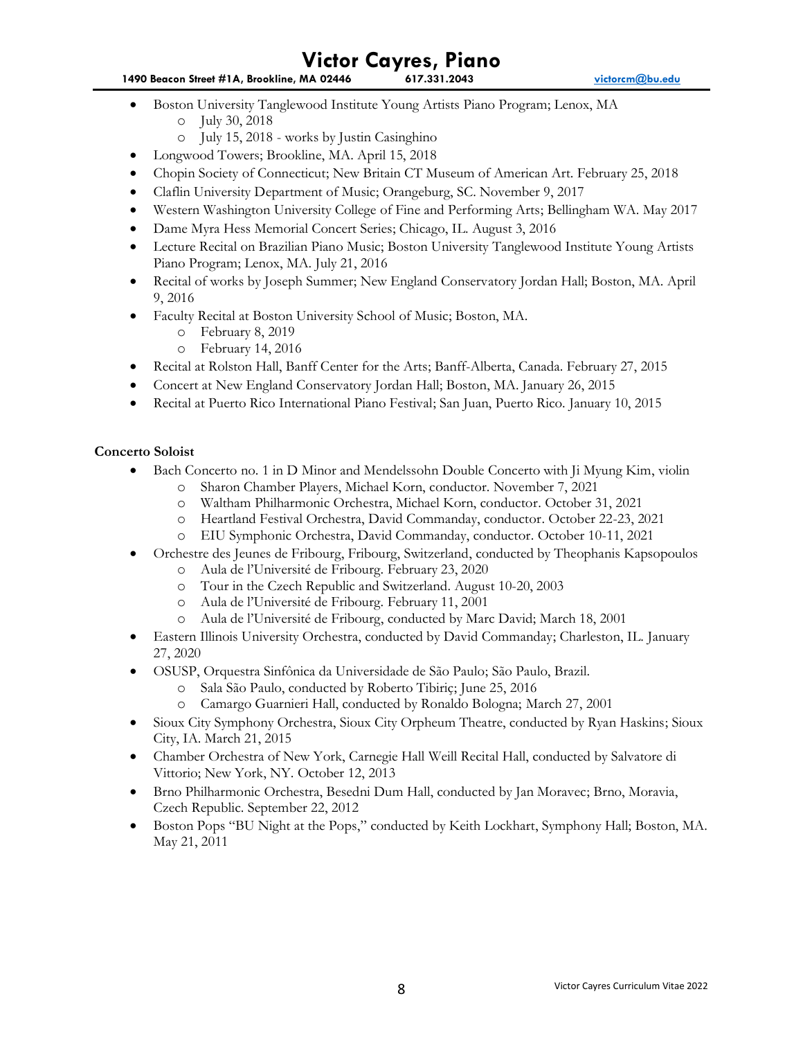- Boston University Tanglewood Institute Young Artists Piano Program; Lenox, MA
  - July 30, 2018
  - July 15, 2018 - works by Justin Casinghino
- Longwood Towers; Brookline, MA. April 15, 2018
- Chopin Society of Connecticut; New Britain CT Museum of American Art. February 25, 2018
- Claflin University Department of Music; Orangeburg, SC. November 9, 2017
- Western Washington University College of Fine and Performing Arts; Bellingham WA. May 2017
- Dame Myra Hess Memorial Concert Series; Chicago, IL. August 3, 2016
- Lecture Recital on Brazilian Piano Music; Boston University Tanglewood Institute Young Artists Piano Program; Lenox, MA. July 21, 2016
- Recital of works by Joseph Summer; New England Conservatory Jordan Hall; Boston, MA. April 9, 2016
- Faculty Recital at Boston University School of Music; Boston, MA.
  - February 8, 2019
  - February 14, 2016
- Recital at Rolston Hall, Banff Center for the Arts; Banff-Alberta, Canada. February 27, 2015
- Concert at New England Conservatory Jordan Hall; Boston, MA. January 26, 2015
- Recital at Puerto Rico International Piano Festival; San Juan, Puerto Rico. January 10, 2015

**Concerto Soloist**

- Bach Concerto no. 1 in D Minor and Mendelssohn Double Concerto with Ji Myung Kim, violin
  - Sharon Chamber Players, Michael Korn, conductor. November 7, 2021
  - Waltham Philharmonic Orchestra, Michael Korn, conductor. October 31, 2021
  - Heartland Festival Orchestra, David Commanday, conductor. October 22-23, 2021
  - EIU Symphonic Orchestra, David Commanday, conductor. October 10-11, 2021
- Orchestre des Jeunes de Fribourg, Fribourg, Switzerland, conducted by Theophanis Kapsopoulos
  - Aula de l'Université de Fribourg. February 23, 2020
  - Tour in the Czech Republic and Switzerland. August 10-20, 2003
  - Aula de l'Université de Fribourg. February 11, 2001
  - Aula de l'Université de Fribourg, conducted by Marc David; March 18, 2001
- Eastern Illinois University Orchestra, conducted by David Commanday; Charleston, IL. January 27, 2020
- OSUSP, Orquestra Sinfônica da Universidade de São Paulo; São Paulo, Brazil.
  - Sala São Paulo, conducted by Roberto Tibiriç; June 25, 2016
  - Camargo Guarnieri Hall, conducted by Ronaldo Bologna; March 27, 2001
- Sioux City Symphony Orchestra, Sioux City Orpheum Theatre, conducted by Ryan Haskins; Sioux City, IA. March 21, 2015
- Chamber Orchestra of New York, Carnegie Hall Weill Recital Hall, conducted by Salvatore di Vittorio; New York, NY. October 12, 2013
- Brno Philharmonic Orchestra, Besedni Dum Hall, conducted by Jan Moravec; Brno, Moravia, Czech Republic. September 22, 2012
- Boston Pops "BU Night at the Pops," conducted by Keith Lockhart, Symphony Hall; Boston, MA. May 21, 2011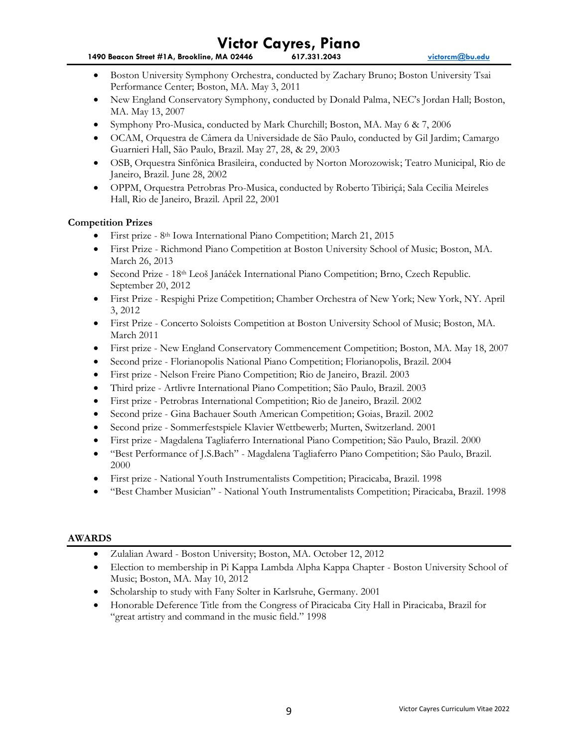- Boston University Symphony Orchestra, conducted by Zachary Bruno; Boston University Tsai Performance Center; Boston, MA. May 3, 2011
- New England Conservatory Symphony, conducted by Donald Palma, NEC's Jordan Hall; Boston, MA. May 13, 2007
- Symphony Pro-Musica, conducted by Mark Churchill; Boston, MA. May 6 & 7, 2006
- OCAM, Orquestra de Câmera da Universidade de São Paulo, conducted by Gil Jardim; Camargo Guarnieri Hall, São Paulo, Brazil. May 27, 28, & 29, 2003
- OSB, Orquestra Sinfônica Brasileira, conducted by Norton Morozowisk; Teatro Municipal, Rio de Janeiro, Brazil. June 28, 2002
- OPPM, Orquestra Petrobras Pro-Musica, conducted by Roberto Tibiriçá; Sala Cecilia Meireles Hall, Rio de Janeiro, Brazil. April 22, 2001

**Competition Prizes**

- First prize - 8th Iowa International Piano Competition; March 21, 2015
- First Prize - Richmond Piano Competition at Boston University School of Music; Boston, MA. March 26, 2013
- Second Prize - 18th Leoš Janáček International Piano Competition; Brno, Czech Republic. September 20, 2012
- First Prize - Respighi Prize Competition; Chamber Orchestra of New York; New York, NY. April 3, 2012
- First Prize - Concerto Soloists Competition at Boston University School of Music; Boston, MA. March 2011
- First prize - New England Conservatory Commencement Competition; Boston, MA. May 18, 2007
- Second prize - Florianopolis National Piano Competition; Florianopolis, Brazil. 2004
- First prize - Nelson Freire Piano Competition; Rio de Janeiro, Brazil. 2003
- Third prize - Artlivre International Piano Competition; São Paulo, Brazil. 2003
- First prize - Petrobras International Competition; Rio de Janeiro, Brazil. 2002
- Second prize - Gina Bachauer South American Competition; Goias, Brazil. 2002
- Second prize - Sommerfestspiele Klavier Wettbewerb; Murten, Switzerland. 2001
- First prize - Magdalena Tagliaferro International Piano Competition; São Paulo, Brazil. 2000
- "Best Performance of J.S.Bach" - Magdalena Tagliaferro Piano Competition; São Paulo, Brazil. 2000
- First prize - National Youth Instrumentalists Competition; Piracicaba, Brazil. 1998
- "Best Chamber Musician" - National Youth Instrumentalists Competition; Piracicaba, Brazil. 1998

## AWARDS

- Zulalian Award - Boston University; Boston, MA. October 12, 2012
- Election to membership in Pi Kappa Lambda Alpha Kappa Chapter - Boston University School of Music; Boston, MA. May 10, 2012
- Scholarship to study with Fany Solter in Karlsruhe, Germany. 2001
- Honorable Deference Title from the Congress of Piracicaba City Hall in Piracicaba, Brazil for "great artistry and command in the music field." 1998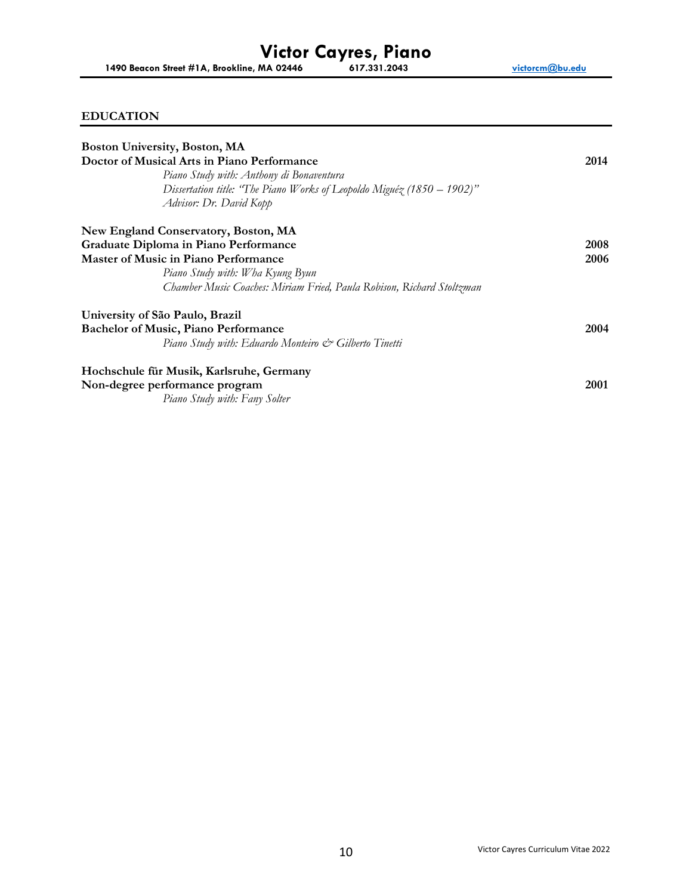# Victor Cayres, Piano

**1490 Beacon Street #1A, Brookline, MA 02446** **617.331.2043** **victorcm@bu.edu**

## EDUCATION

**Boston University, Boston, MA**
**Doctor of Musical Arts in Piano Performance** **2014**
*Piano Study with: Anthony di Bonaventura*
*Dissertation title: "The Piano Works of Leopoldo Miguéz (1850 – 1902)"*
*Advisor: Dr. David Kopp*

**New England Conservatory, Boston, MA**
**Graduate Diploma in Piano Performance** **2008**
**Master of Music in Piano Performance** **2006**
*Piano Study with: Wha Kyung Byun*
*Chamber Music Coaches: Miriam Fried, Paula Robison, Richard Stoltzman*

**University of São Paulo, Brazil**
**Bachelor of Music, Piano Performance** **2004**
*Piano Study with: Eduardo Monteiro & Gilberto Tinetti*

**Hochschule für Musik, Karlsruhe, Germany**
**Non-degree performance program** **2001**
*Piano Study with: Fany Solter*